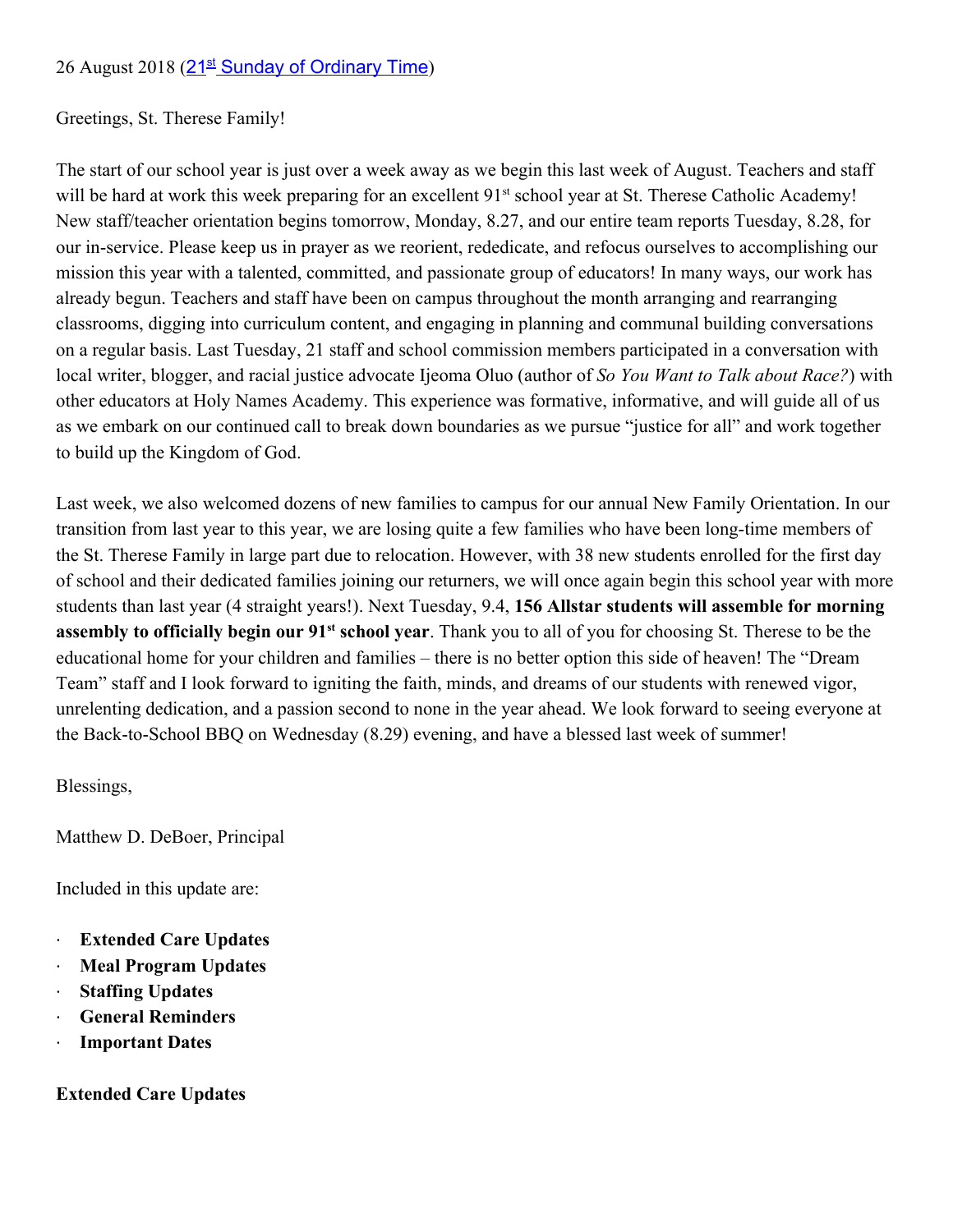26 August 2018 (21st Sunday of Ordinary Time)

Greetings, St. Therese Family!

The start of our school year is just over a week away as we begin this last week of August. Teachers and staff will be hard at work this week preparing for an excellent 91st school year at St. Therese Catholic Academy! New staff/teacher orientation begins tomorrow, Monday, 8.27, and our entire team reports Tuesday, 8.28, for our in-service. Please keep us in prayer as we reorient, rededicate, and refocus ourselves to accomplishing our mission this year with a talented, committed, and passionate group of educators! In many ways, our work has already begun. Teachers and staff have been on campus throughout the month arranging and rearranging classrooms, digging into curriculum content, and engaging in planning and communal building conversations on a regular basis. Last Tuesday, 21 staff and school commission members participated in a conversation with local writer, blogger, and racial justice advocate Ijeoma Oluo (author of *So You Want to Talk about Race?*) with other educators at Holy Names Academy. This experience was formative, informative, and will guide all of us as we embark on our continued call to break down boundaries as we pursue "justice for all" and work together to build up the Kingdom of God.

Last week, we also welcomed dozens of new families to campus for our annual New Family Orientation. In our transition from last year to this year, we are losing quite a few families who have been long-time members of the St. Therese Family in large part due to relocation. However, with 38 new students enrolled for the first day of school and their dedicated families joining our returners, we will once again begin this school year with more students than last year (4 straight years!). Next Tuesday, 9.4, **156 Allstar students will assemble for morning assembly to officially begin our 91st school year**. Thank you to all of you for choosing St. Therese to be the educational home for your children and families – there is no better option this side of heaven! The "Dream Team" staff and I look forward to igniting the faith, minds, and dreams of our students with renewed vigor, unrelenting dedication, and a passion second to none in the year ahead. We look forward to seeing everyone at the Back-to-School BBQ on Wednesday (8.29) evening, and have a blessed last week of summer!

Blessings,

Matthew D. DeBoer, Principal

Included in this update are:

- **Extended Care Updates**
- **Meal Program Updates**
- **Staffing Updates**
- **General Reminders**
- **Important Dates**

**Extended Care Updates**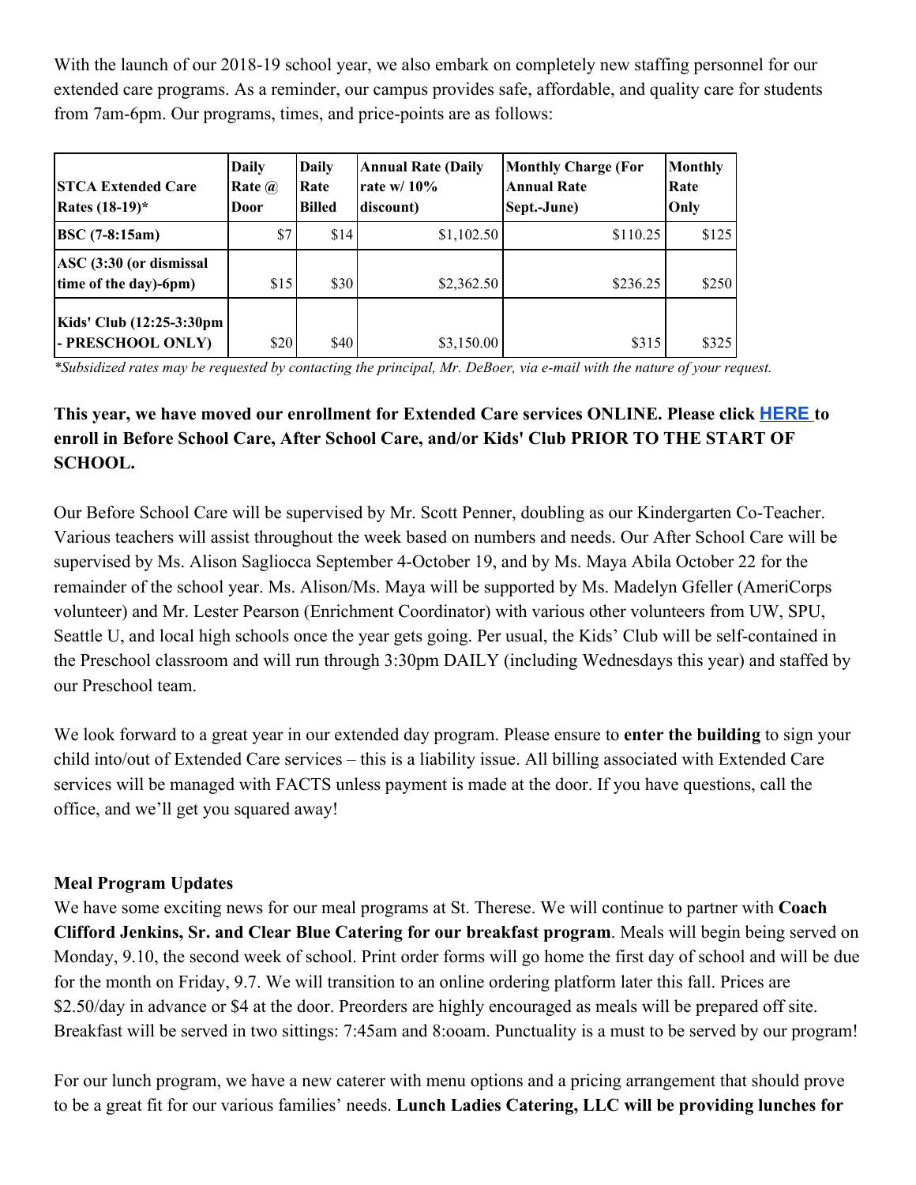With the launch of our 2018-19 school year, we also embark on completely new staffing personnel for our extended care programs. As a reminder, our campus provides safe, affordable, and quality care for students from 7am-6pm. Our programs, times, and price-points are as follows:

| STCA Extended Care Rates (18-19)* | Daily Rate @ Door | Daily Rate Billed | Annual Rate (Daily rate w/ 10% discount) | Monthly Charge (For Annual Rate Sept.-June) | Monthly Rate Only |
|---|---|---|---|---|---|
| BSC (7-8:15am) | $7 | $14 | $1,102.50 | $110.25 | $125 |
| ASC (3:30 (or dismissal time of the day)-6pm) | $15 | $30 | $2,362.50 | $236.25 | $250 |
| Kids' Club (12:25-3:30pm - PRESCHOOL ONLY) | $20 | $40 | $3,150.00 | $315 | $325 |

*\*Subsidized rates may be requested by contacting the principal, Mr. DeBoer, via e-mail with the nature of your request.*

**This year, we have moved our enrollment for Extended Care services ONLINE. Please click HERE to enroll in Before School Care, After School Care, and/or Kids' Club PRIOR TO THE START OF SCHOOL.**

Our Before School Care will be supervised by Mr. Scott Penner, doubling as our Kindergarten Co-Teacher. Various teachers will assist throughout the week based on numbers and needs. Our After School Care will be supervised by Ms. Alison Sagliocca September 4-October 19, and by Ms. Maya Abila October 22 for the remainder of the school year. Ms. Alison/Ms. Maya will be supported by Ms. Madelyn Gfeller (AmeriCorps volunteer) and Mr. Lester Pearson (Enrichment Coordinator) with various other volunteers from UW, SPU, Seattle U, and local high schools once the year gets going. Per usual, the Kids' Club will be self-contained in the Preschool classroom and will run through 3:30pm DAILY (including Wednesdays this year) and staffed by our Preschool team.

We look forward to a great year in our extended day program. Please ensure to **enter the building** to sign your child into/out of Extended Care services – this is a liability issue. All billing associated with Extended Care services will be managed with FACTS unless payment is made at the door. If you have questions, call the office, and we'll get you squared away!

### Meal Program Updates

We have some exciting news for our meal programs at St. Therese. We will continue to partner with **Coach Clifford Jenkins, Sr. and Clear Blue Catering for our breakfast program**. Meals will begin being served on Monday, 9.10, the second week of school. Print order forms will go home the first day of school and will be due for the month on Friday, 9.7. We will transition to an online ordering platform later this fall. Prices are $2.50/day in advance or $4 at the door. Preorders are highly encouraged as meals will be prepared off site. Breakfast will be served in two sittings: 7:45am and 8:ooam. Punctuality is a must to be served by our program!

For our lunch program, we have a new caterer with menu options and a pricing arrangement that should prove to be a great fit for our various families' needs. **Lunch Ladies Catering, LLC will be providing lunches for**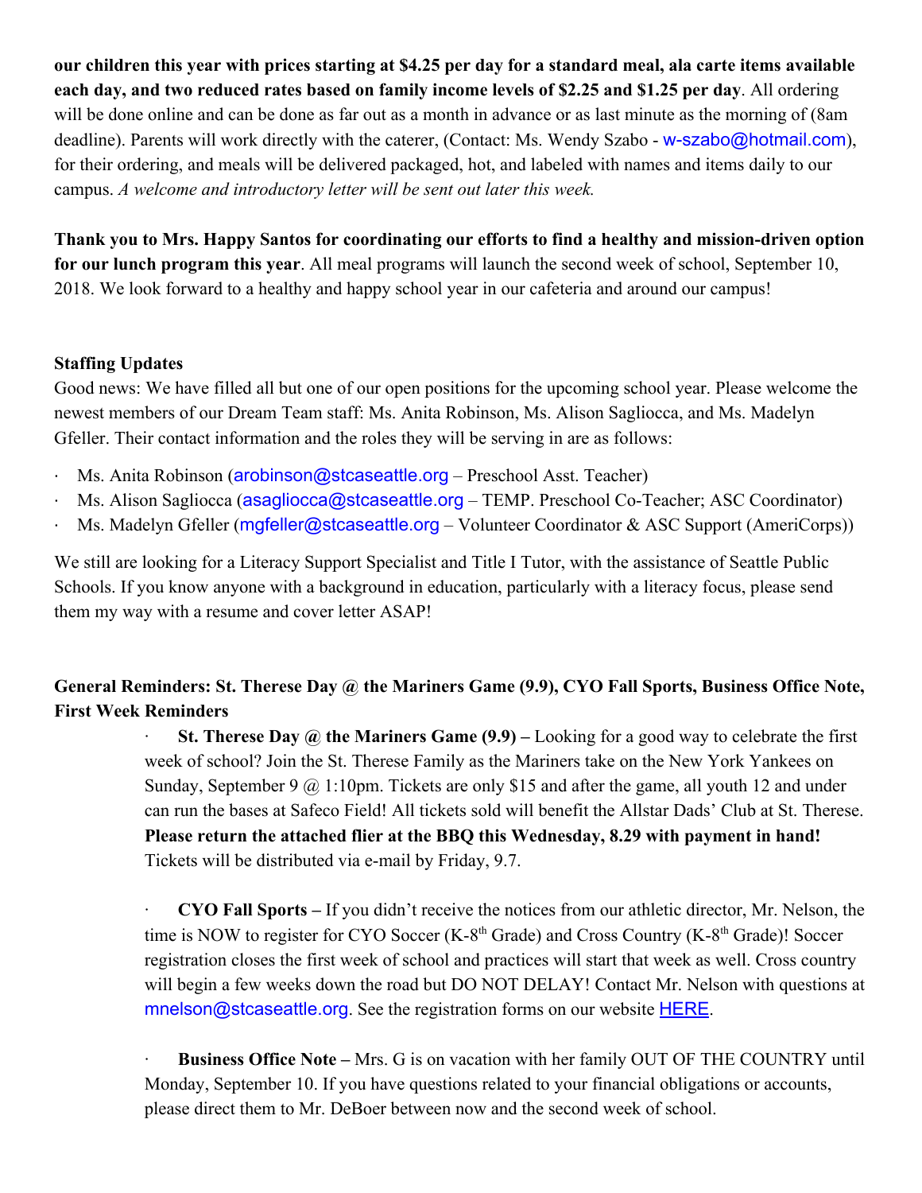**our children this year with prices starting at $4.25 per day for a standard meal, ala carte items available each day, and two reduced rates based on family income levels of $2.25 and $1.25 per day**. All ordering will be done online and can be done as far out as a month in advance or as last minute as the morning of (8am deadline). Parents will work directly with the caterer, (Contact: Ms. Wendy Szabo - w-szabo@hotmail.com), for their ordering, and meals will be delivered packaged, hot, and labeled with names and items daily to our campus. *A welcome and introductory letter will be sent out later this week.*

**Thank you to Mrs. Happy Santos for coordinating our efforts to find a healthy and mission-driven option for our lunch program this year**. All meal programs will launch the second week of school, September 10, 2018. We look forward to a healthy and happy school year in our cafeteria and around our campus!

**Staffing Updates**

Good news: We have filled all but one of our open positions for the upcoming school year. Please welcome the newest members of our Dream Team staff: Ms. Anita Robinson, Ms. Alison Sagliocca, and Ms. Madelyn Gfeller. Their contact information and the roles they will be serving in are as follows:

- Ms. Anita Robinson (arobinson@stcaseattle.org – Preschool Asst. Teacher)
- Ms. Alison Sagliocca (asagliocca@stcaseattle.org – TEMP. Preschool Co-Teacher; ASC Coordinator)
- Ms. Madelyn Gfeller (mgfeller@stcaseattle.org – Volunteer Coordinator & ASC Support (AmeriCorps))

We still are looking for a Literacy Support Specialist and Title I Tutor, with the assistance of Seattle Public Schools. If you know anyone with a background in education, particularly with a literacy focus, please send them my way with a resume and cover letter ASAP!

**General Reminders: St. Therese Day @ the Mariners Game (9.9), CYO Fall Sports, Business Office Note, First Week Reminders**

- **St. Therese Day @ the Mariners Game (9.9) –** Looking for a good way to celebrate the first week of school? Join the St. Therese Family as the Mariners take on the New York Yankees on Sunday, September 9 @ 1:10pm. Tickets are only $15 and after the game, all youth 12 and under can run the bases at Safeco Field! All tickets sold will benefit the Allstar Dads' Club at St. Therese. **Please return the attached flier at the BBQ this Wednesday, 8.29 with payment in hand!** Tickets will be distributed via e-mail by Friday, 9.7.

- **CYO Fall Sports –** If you didn't receive the notices from our athletic director, Mr. Nelson, the time is NOW to register for CYO Soccer (K-8th Grade) and Cross Country (K-8th Grade)! Soccer registration closes the first week of school and practices will start that week as well. Cross country will begin a few weeks down the road but DO NOT DELAY! Contact Mr. Nelson with questions at mnelson@stcaseattle.org. See the registration forms on our website HERE.

- **Business Office Note –** Mrs. G is on vacation with her family OUT OF THE COUNTRY until Monday, September 10. If you have questions related to your financial obligations or accounts, please direct them to Mr. DeBoer between now and the second week of school.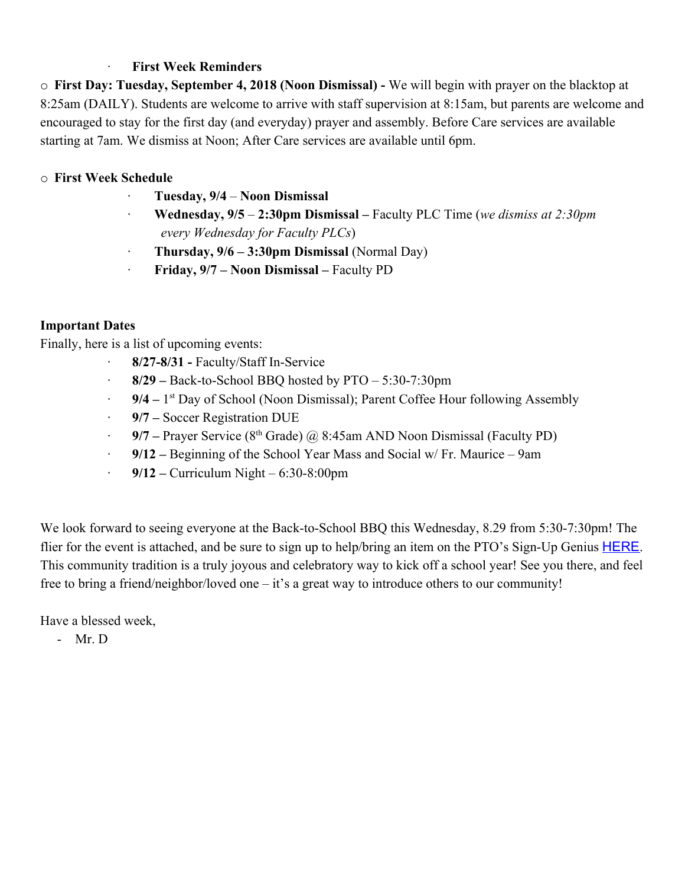- **First Week Reminders**

  - **First Day: Tuesday, September 4, 2018 (Noon Dismissal) -** We will begin with prayer on the blacktop at 8:25am (DAILY). Students are welcome to arrive with staff supervision at 8:15am, but parents are welcome and encouraged to stay for the first day (and everyday) prayer and assembly. Before Care services are available starting at 7am. We dismiss at Noon; After Care services are available until 6pm.

  - **First Week Schedule**
    - **Tuesday, 9/4** – **Noon Dismissal**
    - **Wednesday, 9/5** – **2:30pm Dismissal –** Faculty PLC Time (*we dismiss at 2:30pm every Wednesday for Faculty PLCs*)
    - **Thursday, 9/6 – 3:30pm Dismissal** (Normal Day)
    - **Friday, 9/7 – Noon Dismissal –** Faculty PD

**Important Dates**

Finally, here is a list of upcoming events:

- **8/27-8/31 -** Faculty/Staff In-Service
- **8/29 –** Back-to-School BBQ hosted by PTO – 5:30-7:30pm
- **9/4 –** 1st Day of School (Noon Dismissal); Parent Coffee Hour following Assembly
- **9/7 –** Soccer Registration DUE
- **9/7 –** Prayer Service (8th Grade) @ 8:45am AND Noon Dismissal (Faculty PD)
- **9/12 –** Beginning of the School Year Mass and Social w/ Fr. Maurice – 9am
- **9/12 –** Curriculum Night – 6:30-8:00pm

We look forward to seeing everyone at the Back-to-School BBQ this Wednesday, 8.29 from 5:30-7:30pm! The flier for the event is attached, and be sure to sign up to help/bring an item on the PTO's Sign-Up Genius HERE. This community tradition is a truly joyous and celebratory way to kick off a school year! See you there, and feel free to bring a friend/neighbor/loved one – it's a great way to introduce others to our community!

Have a blessed week,

- Mr. D